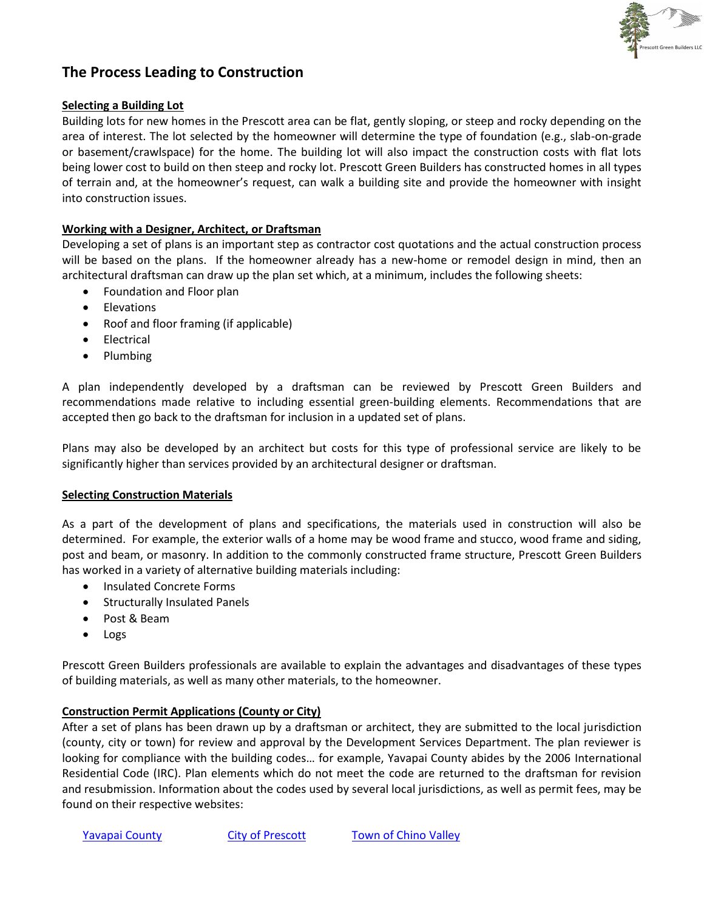# The Process Leading to Construction

## Selecting a Building Lot

Building lots for new homes in the Prescott area can be flat, gently sloping, or steep and rocky depending on the area of interest. The lot selected by the homeowner will determine the type of foundation (e.g., slab-on-grade or basement/crawlspace) for the home. The building lot will also impact the construction costs with flat lots being lower cost to build on then steep and rocky lot. Prescott Green Builders has constructed homes in all types of terrain and, at the homeowner's request, can walk a building site and provide the homeowner with insight into construction issues.

## Working with a Designer, Architect, or Draftsman

Developing a set of plans is an important step as contractor cost quotations and the actual construction process will be based on the plans. If the homeowner already has a new-home or remodel design in mind, then an architectural draftsman can draw up the plan set which, at a minimum, includes the following sheets:

- Foundation and Floor plan
- Elevations
- Roof and floor framing (if applicable)
- Electrical
- Plumbing

A plan independently developed by a draftsman can be reviewed by Prescott Green Builders and recommendations made relative to including essential green-building elements. Recommendations that are accepted then go back to the draftsman for inclusion in a updated set of plans.

Plans may also be developed by an architect but costs for this type of professional service are likely to be significantly higher than services provided by an architectural designer or draftsman.

## Selecting Construction Materials

As a part of the development of plans and specifications, the materials used in construction will also be determined. For example, the exterior walls of a home may be wood frame and stucco, wood frame and siding, post and beam, or masonry. In addition to the commonly constructed frame structure, Prescott Green Builders has worked in a variety of alternative building materials including:

- Insulated Concrete Forms
- Structurally Insulated Panels
- Post & Beam
- Logs

Prescott Green Builders professionals are available to explain the advantages and disadvantages of these types of building materials, as well as many other materials, to the homeowner.

## Construction Permit Applications (County or City)

After a set of plans has been drawn up by a draftsman or architect, they are submitted to the local jurisdiction (county, city or town) for review and approval by the Development Services Department. The plan reviewer is looking for compliance with the building codes… for example, Yavapai County abides by the 2006 International Residential Code (IRC). Plan elements which do not meet the code are returned to the draftsman for revision and resubmission. Information about the codes used by several local jurisdictions, as well as permit fees, may be found on their respective websites:

Yavapai County    City of Prescott    Town of Chino Valley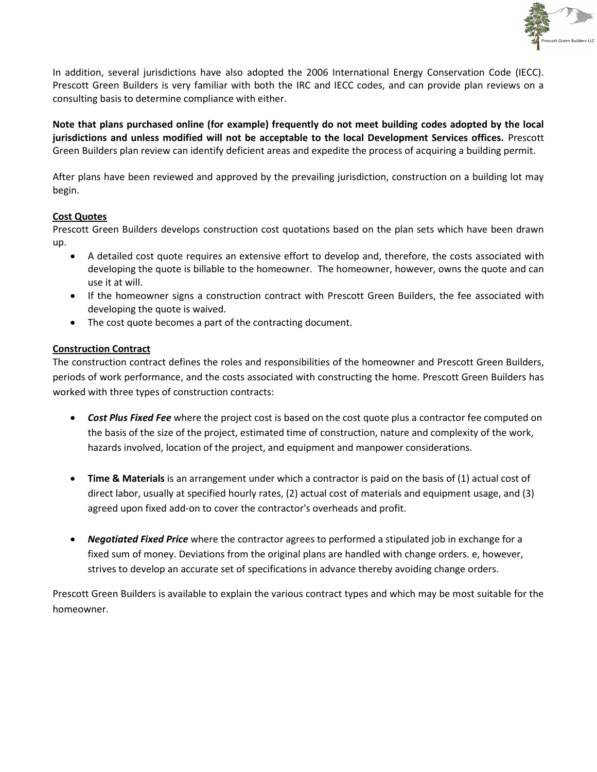In addition, several jurisdictions have also adopted the 2006 International Energy Conservation Code (IECC). Prescott Green Builders is very familiar with both the IRC and IECC codes, and can provide plan reviews on a consulting basis to determine compliance with either.

**Note that plans purchased online (for example) frequently do not meet building codes adopted by the local jurisdictions and unless modified will not be acceptable to the local Development Services offices.** Prescott Green Builders plan review can identify deficient areas and expedite the process of acquiring a building permit.

After plans have been reviewed and approved by the prevailing jurisdiction, construction on a building lot may begin.

**Cost Quotes**

Prescott Green Builders develops construction cost quotations based on the plan sets which have been drawn up.

- A detailed cost quote requires an extensive effort to develop and, therefore, the costs associated with developing the quote is billable to the homeowner. The homeowner, however, owns the quote and can use it at will.
- If the homeowner signs a construction contract with Prescott Green Builders, the fee associated with developing the quote is waived.
- The cost quote becomes a part of the contracting document.

**Construction Contract**

The construction contract defines the roles and responsibilities of the homeowner and Prescott Green Builders, periods of work performance, and the costs associated with constructing the home. Prescott Green Builders has worked with three types of construction contracts:

- ***Cost Plus Fixed Fee*** where the project cost is based on the cost quote plus a contractor fee computed on the basis of the size of the project, estimated time of construction, nature and complexity of the work, hazards involved, location of the project, and equipment and manpower considerations.

- **Time & Materials** is an arrangement under which a contractor is paid on the basis of (1) actual cost of direct labor, usually at specified hourly rates, (2) actual cost of materials and equipment usage, and (3) agreed upon fixed add-on to cover the contractor's overheads and profit.

- ***Negotiated Fixed Price*** where the contractor agrees to performed a stipulated job in exchange for a fixed sum of money. Deviations from the original plans are handled with change orders. e, however, strives to develop an accurate set of specifications in advance thereby avoiding change orders.

Prescott Green Builders is available to explain the various contract types and which may be most suitable for the homeowner.